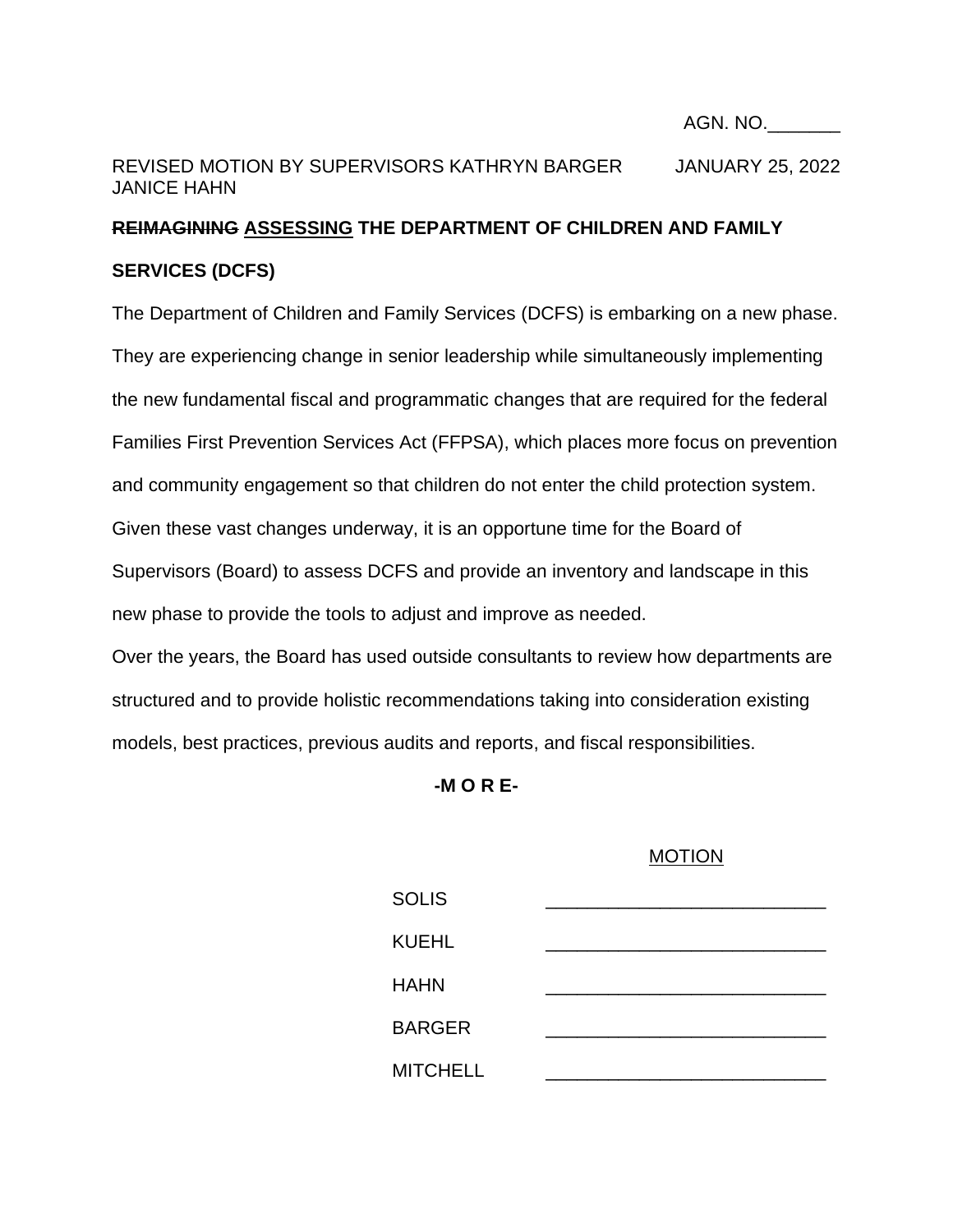AGN. NO._______

REVISED MOTION BY SUPERVISORS KATHRYN BARGER JANICE HAHN

JANUARY 25, 2022

## ~~REIMAGINING~~ <u>ASSESSING</u> THE DEPARTMENT OF CHILDREN AND FAMILY SERVICES (DCFS)

The Department of Children and Family Services (DCFS) is embarking on a new phase. They are experiencing change in senior leadership while simultaneously implementing the new fundamental fiscal and programmatic changes that are required for the federal Families First Prevention Services Act (FFPSA), which places more focus on prevention and community engagement so that children do not enter the child protection system. Given these vast changes underway, it is an opportune time for the Board of Supervisors (Board) to assess DCFS and provide an inventory and landscape in this new phase to provide the tools to adjust and improve as needed.

Over the years, the Board has used outside consultants to review how departments are structured and to provide holistic recommendations taking into consideration existing models, best practices, previous audits and reports, and fiscal responsibilities.

**-M O R E-**

<u>MOTION</u>

| | |
|---|---|
| SOLIS | ___________________________ |
| KUEHL | ___________________________ |
| HAHN | ___________________________ |
| BARGER | ___________________________ |
| MITCHELL | ___________________________ |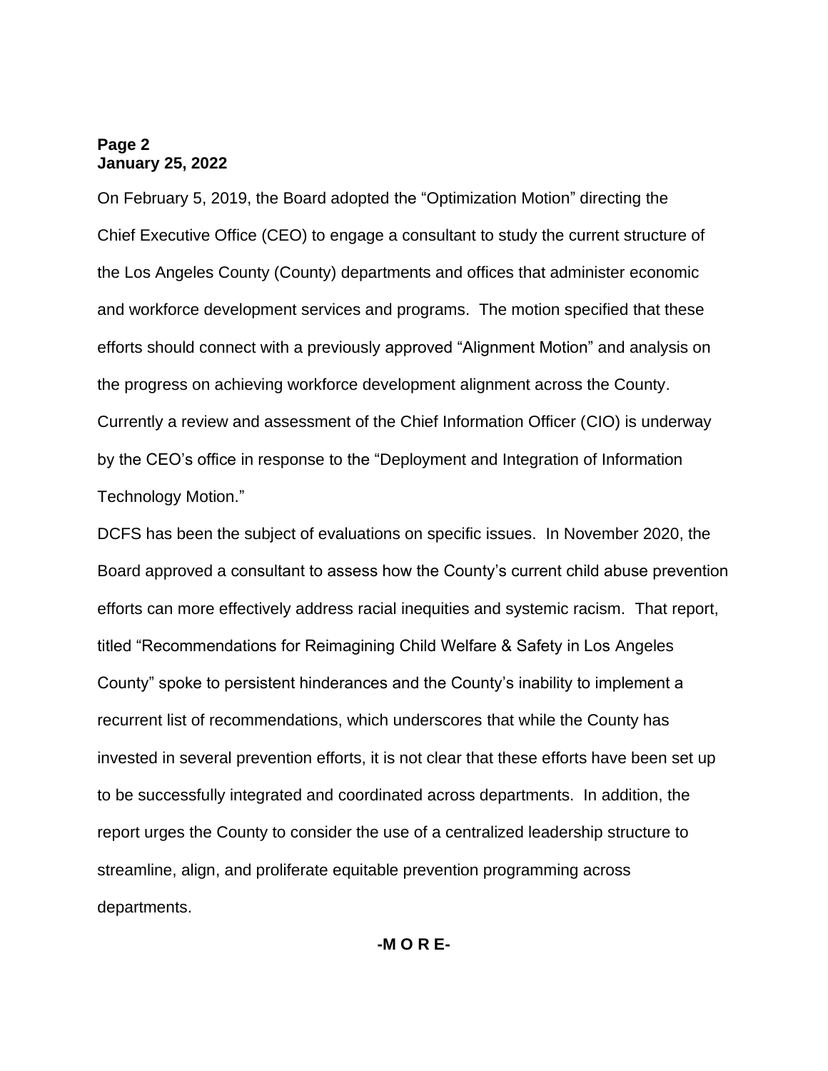On February 5, 2019, the Board adopted the “Optimization Motion” directing the Chief Executive Office (CEO) to engage a consultant to study the current structure of the Los Angeles County (County) departments and offices that administer economic and workforce development services and programs. The motion specified that these efforts should connect with a previously approved “Alignment Motion” and analysis on the progress on achieving workforce development alignment across the County. Currently a review and assessment of the Chief Information Officer (CIO) is underway by the CEO’s office in response to the “Deployment and Integration of Information Technology Motion.”

DCFS has been the subject of evaluations on specific issues. In November 2020, the Board approved a consultant to assess how the County’s current child abuse prevention efforts can more effectively address racial inequities and systemic racism. That report, titled “Recommendations for Reimagining Child Welfare & Safety in Los Angeles County” spoke to persistent hinderances and the County’s inability to implement a recurrent list of recommendations, which underscores that while the County has invested in several prevention efforts, it is not clear that these efforts have been set up to be successfully integrated and coordinated across departments. In addition, the report urges the County to consider the use of a centralized leadership structure to streamline, align, and proliferate equitable prevention programming across departments.

**-M O R E-**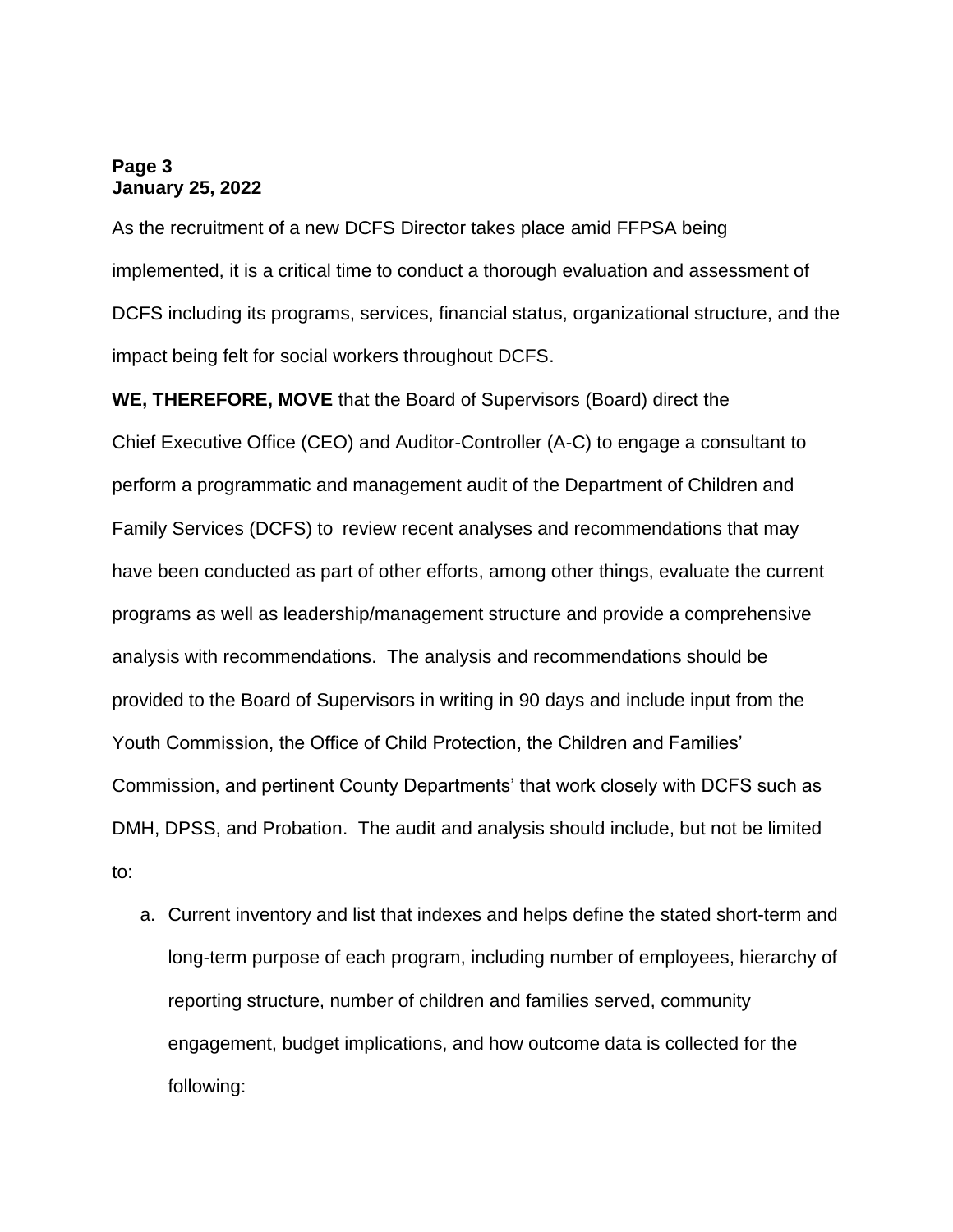As the recruitment of a new DCFS Director takes place amid FFPSA being implemented, it is a critical time to conduct a thorough evaluation and assessment of DCFS including its programs, services, financial status, organizational structure, and the impact being felt for social workers throughout DCFS.

**WE, THEREFORE, MOVE** that the Board of Supervisors (Board) direct the Chief Executive Office (CEO) and Auditor-Controller (A-C) to engage a consultant to perform a programmatic and management audit of the Department of Children and Family Services (DCFS) to review recent analyses and recommendations that may have been conducted as part of other efforts, among other things, evaluate the current programs as well as leadership/management structure and provide a comprehensive analysis with recommendations. The analysis and recommendations should be provided to the Board of Supervisors in writing in 90 days and include input from the Youth Commission, the Office of Child Protection, the Children and Families' Commission, and pertinent County Departments' that work closely with DCFS such as DMH, DPSS, and Probation. The audit and analysis should include, but not be limited to:

a. Current inventory and list that indexes and helps define the stated short-term and long-term purpose of each program, including number of employees, hierarchy of reporting structure, number of children and families served, community engagement, budget implications, and how outcome data is collected for the following: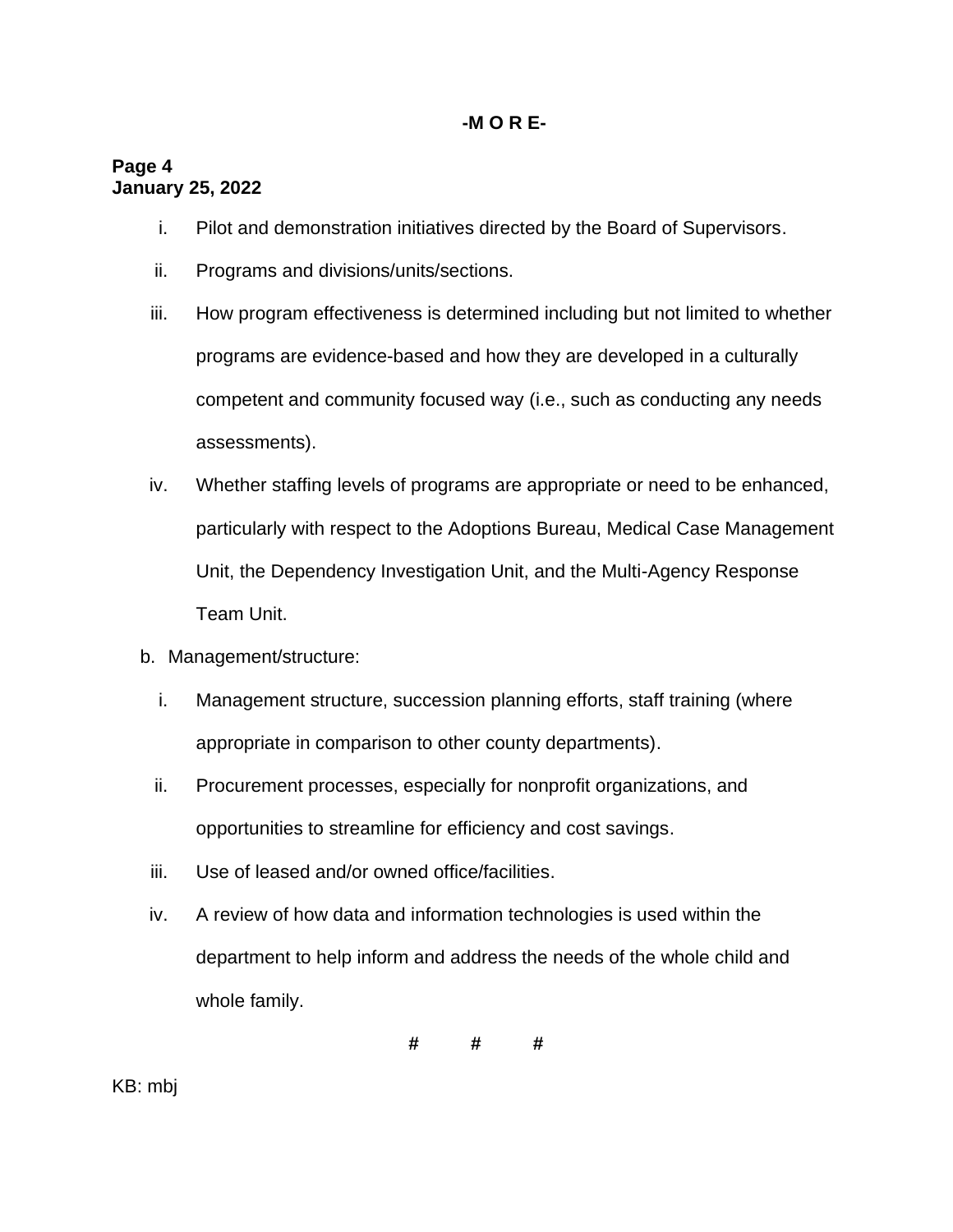-M O R E-

**Page 4**
**January 25, 2022**

i. Pilot and demonstration initiatives directed by the Board of Supervisors.

ii. Programs and divisions/units/sections.

iii. How program effectiveness is determined including but not limited to whether programs are evidence-based and how they are developed in a culturally competent and community focused way (i.e., such as conducting any needs assessments).

iv. Whether staffing levels of programs are appropriate or need to be enhanced, particularly with respect to the Adoptions Bureau, Medical Case Management Unit, the Dependency Investigation Unit, and the Multi-Agency Response Team Unit.

b. Management/structure:

i. Management structure, succession planning efforts, staff training (where appropriate in comparison to other county departments).

ii. Procurement processes, especially for nonprofit organizations, and opportunities to streamline for efficiency and cost savings.

iii. Use of leased and/or owned office/facilities.

iv. A review of how data and information technologies is used within the department to help inform and address the needs of the whole child and whole family.

# # #

KB: mbj